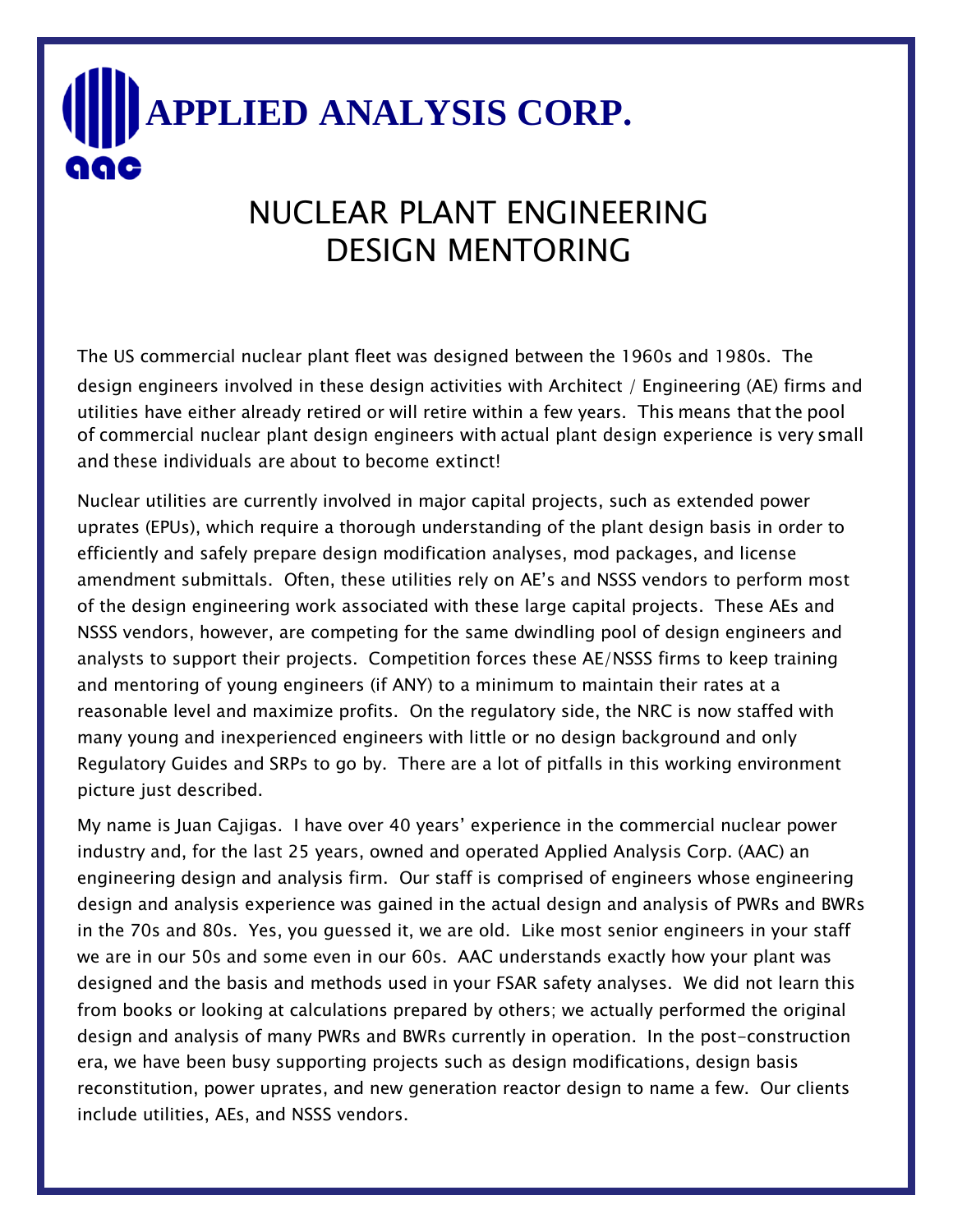# APPLIED ANALYSIS CORP.

aac

## NUCLEAR PLANT ENGINEERING DESIGN MENTORING

The US commercial nuclear plant fleet was designed between the 1960s and 1980s. The design engineers involved in these design activities with Architect / Engineering (AE) firms and utilities have either already retired or will retire within a few years. This means that the pool of commercial nuclear plant design engineers with actual plant design experience is very small and these individuals are about to become extinct!

Nuclear utilities are currently involved in major capital projects, such as extended power uprates (EPUs), which require a thorough understanding of the plant design basis in order to efficiently and safely prepare design modification analyses, mod packages, and license amendment submittals. Often, these utilities rely on AE's and NSSS vendors to perform most of the design engineering work associated with these large capital projects. These AEs and NSSS vendors, however, are competing for the same dwindling pool of design engineers and analysts to support their projects. Competition forces these AE/NSSS firms to keep training and mentoring of young engineers (if ANY) to a minimum to maintain their rates at a reasonable level and maximize profits. On the regulatory side, the NRC is now staffed with many young and inexperienced engineers with little or no design background and only Regulatory Guides and SRPs to go by. There are a lot of pitfalls in this working environment picture just described.

My name is Juan Cajigas. I have over 40 years' experience in the commercial nuclear power industry and, for the last 25 years, owned and operated Applied Analysis Corp. (AAC) an engineering design and analysis firm. Our staff is comprised of engineers whose engineering design and analysis experience was gained in the actual design and analysis of PWRs and BWRs in the 70s and 80s. Yes, you guessed it, we are old. Like most senior engineers in your staff we are in our 50s and some even in our 60s. AAC understands exactly how your plant was designed and the basis and methods used in your FSAR safety analyses. We did not learn this from books or looking at calculations prepared by others; we actually performed the original design and analysis of many PWRs and BWRs currently in operation. In the post-construction era, we have been busy supporting projects such as design modifications, design basis reconstitution, power uprates, and new generation reactor design to name a few. Our clients include utilities, AEs, and NSSS vendors.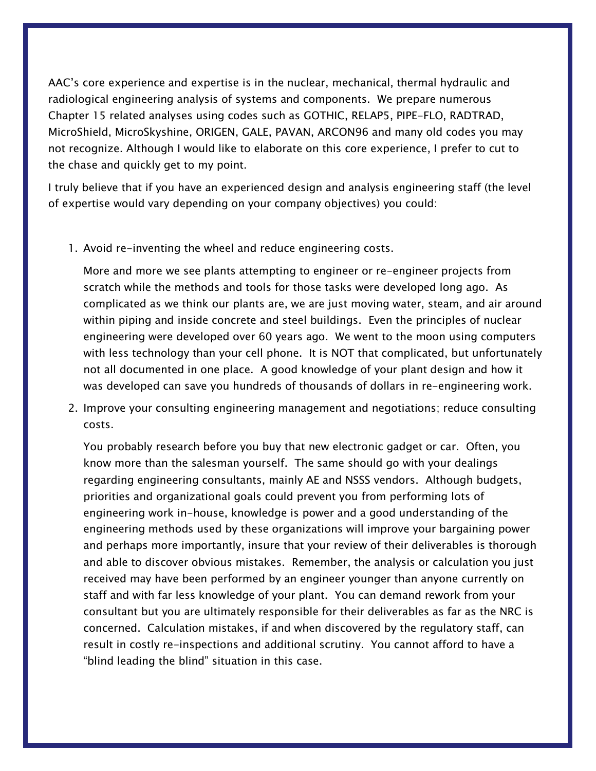AAC's core experience and expertise is in the nuclear, mechanical, thermal hydraulic and radiological engineering analysis of systems and components. We prepare numerous Chapter 15 related analyses using codes such as GOTHIC, RELAP5, PIPE-FLO, RADTRAD, MicroShield, MicroSkyshine, ORIGEN, GALE, PAVAN, ARCON96 and many old codes you may not recognize. Although I would like to elaborate on this core experience, I prefer to cut to the chase and quickly get to my point.

I truly believe that if you have an experienced design and analysis engineering staff (the level of expertise would vary depending on your company objectives) you could:

1. Avoid re-inventing the wheel and reduce engineering costs.

   More and more we see plants attempting to engineer or re-engineer projects from scratch while the methods and tools for those tasks were developed long ago. As complicated as we think our plants are, we are just moving water, steam, and air around within piping and inside concrete and steel buildings. Even the principles of nuclear engineering were developed over 60 years ago. We went to the moon using computers with less technology than your cell phone. It is NOT that complicated, but unfortunately not all documented in one place. A good knowledge of your plant design and how it was developed can save you hundreds of thousands of dollars in re-engineering work.

2. Improve your consulting engineering management and negotiations; reduce consulting costs.

   You probably research before you buy that new electronic gadget or car. Often, you know more than the salesman yourself. The same should go with your dealings regarding engineering consultants, mainly AE and NSSS vendors. Although budgets, priorities and organizational goals could prevent you from performing lots of engineering work in-house, knowledge is power and a good understanding of the engineering methods used by these organizations will improve your bargaining power and perhaps more importantly, insure that your review of their deliverables is thorough and able to discover obvious mistakes. Remember, the analysis or calculation you just received may have been performed by an engineer younger than anyone currently on staff and with far less knowledge of your plant. You can demand rework from your consultant but you are ultimately responsible for their deliverables as far as the NRC is concerned. Calculation mistakes, if and when discovered by the regulatory staff, can result in costly re-inspections and additional scrutiny. You cannot afford to have a "blind leading the blind" situation in this case.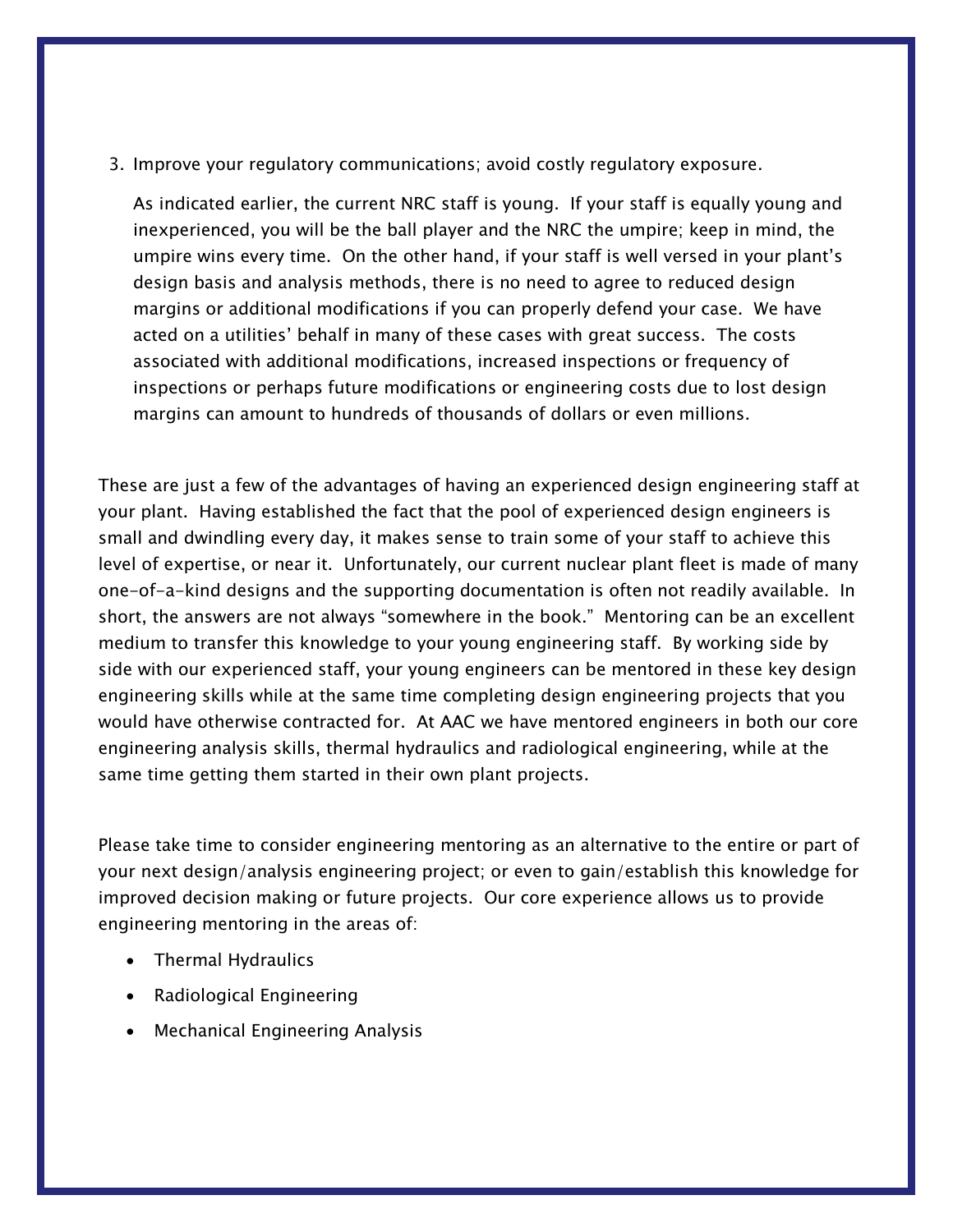3. Improve your regulatory communications; avoid costly regulatory exposure.

   As indicated earlier, the current NRC staff is young. If your staff is equally young and inexperienced, you will be the ball player and the NRC the umpire; keep in mind, the umpire wins every time. On the other hand, if your staff is well versed in your plant's design basis and analysis methods, there is no need to agree to reduced design margins or additional modifications if you can properly defend your case. We have acted on a utilities' behalf in many of these cases with great success. The costs associated with additional modifications, increased inspections or frequency of inspections or perhaps future modifications or engineering costs due to lost design margins can amount to hundreds of thousands of dollars or even millions.

These are just a few of the advantages of having an experienced design engineering staff at your plant. Having established the fact that the pool of experienced design engineers is small and dwindling every day, it makes sense to train some of your staff to achieve this level of expertise, or near it. Unfortunately, our current nuclear plant fleet is made of many one-of-a-kind designs and the supporting documentation is often not readily available. In short, the answers are not always "somewhere in the book." Mentoring can be an excellent medium to transfer this knowledge to your young engineering staff. By working side by side with our experienced staff, your young engineers can be mentored in these key design engineering skills while at the same time completing design engineering projects that you would have otherwise contracted for. At AAC we have mentored engineers in both our core engineering analysis skills, thermal hydraulics and radiological engineering, while at the same time getting them started in their own plant projects.

Please take time to consider engineering mentoring as an alternative to the entire or part of your next design/analysis engineering project; or even to gain/establish this knowledge for improved decision making or future projects. Our core experience allows us to provide engineering mentoring in the areas of:

- Thermal Hydraulics
- Radiological Engineering
- Mechanical Engineering Analysis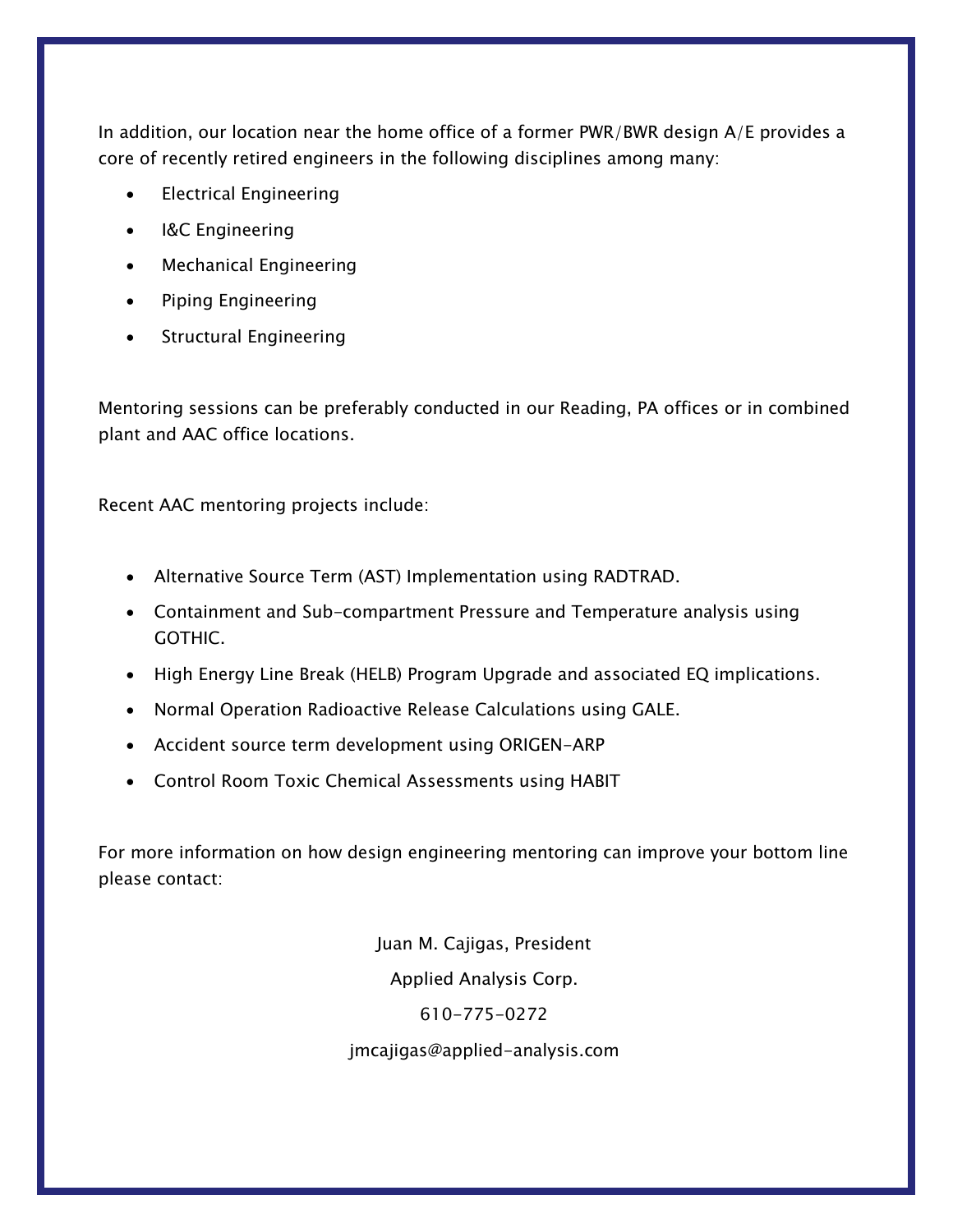In addition, our location near the home office of a former PWR/BWR design A/E provides a core of recently retired engineers in the following disciplines among many:

- Electrical Engineering
- I&C Engineering
- Mechanical Engineering
- Piping Engineering
- Structural Engineering

Mentoring sessions can be preferably conducted in our Reading, PA offices or in combined plant and AAC office locations.

Recent AAC mentoring projects include:

- Alternative Source Term (AST) Implementation using RADTRAD.
- Containment and Sub-compartment Pressure and Temperature analysis using GOTHIC.
- High Energy Line Break (HELB) Program Upgrade and associated EQ implications.
- Normal Operation Radioactive Release Calculations using GALE.
- Accident source term development using ORIGEN-ARP
- Control Room Toxic Chemical Assessments using HABIT

For more information on how design engineering mentoring can improve your bottom line please contact:

Juan M. Cajigas, President

Applied Analysis Corp.

610-775-0272

jmcajigas@applied-analysis.com